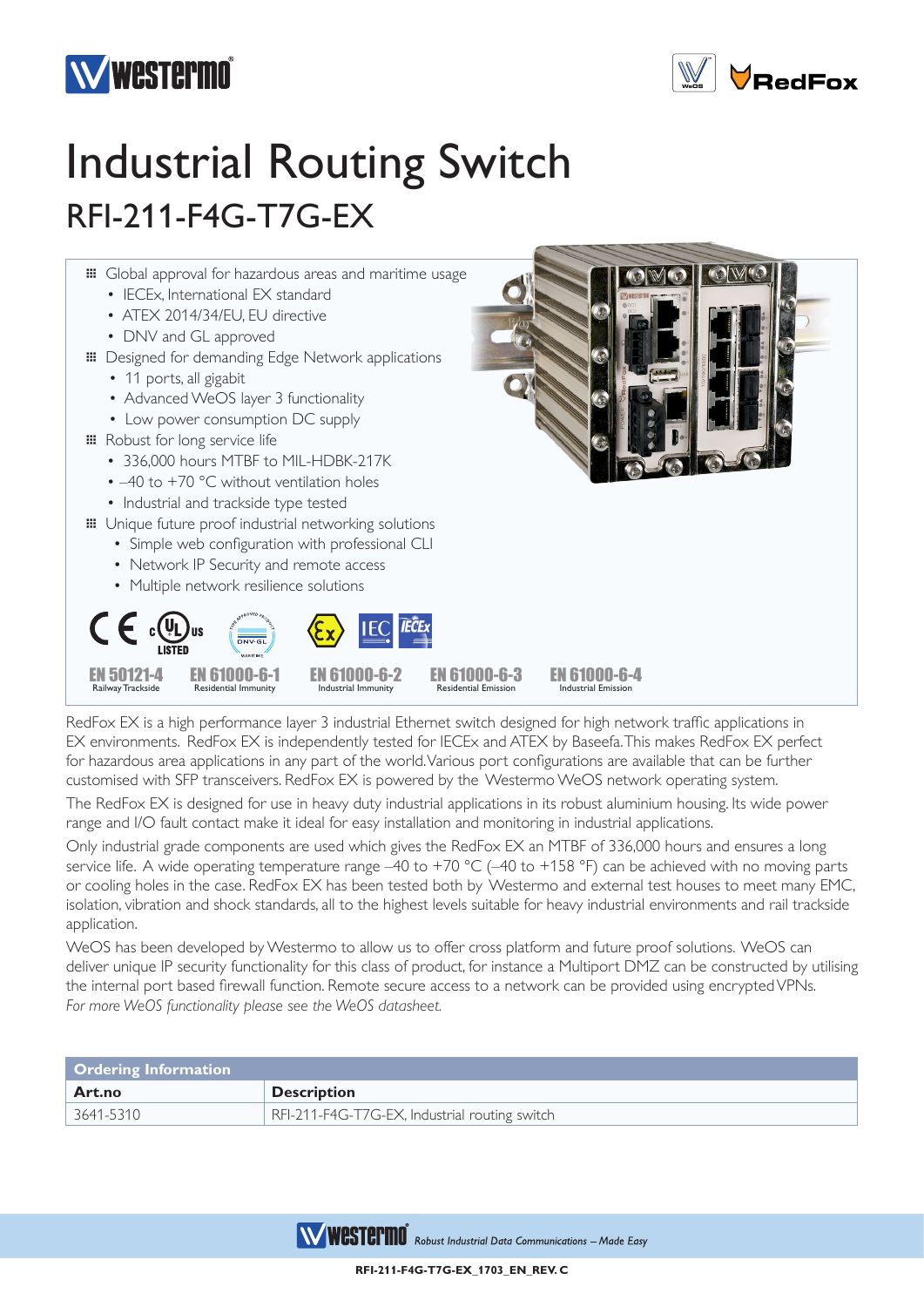# Industrial Routing Switch

## RFI-211-F4G-T7G-EX

- Global approval for hazardous areas and maritime usage
  - IECEx, International EX standard
  - ATEX 2014/34/EU, EU directive
  - DNV and GL approved
- Designed for demanding Edge Network applications
  - 11 ports, all gigabit
  - Advanced WeOS layer 3 functionality
  - Low power consumption DC supply
- Robust for long service life
  - 336,000 hours MTBF to MIL-HDBK-217K
  - –40 to +70 °C without ventilation holes
  - Industrial and trackside type tested
- Unique future proof industrial networking solutions
  - Simple web configuration with professional CLI
  - Network IP Security and remote access
  - Multiple network resilience solutions

EN 50121-4 Railway Trackside
EN 61000-6-1 Residential Immunity
EN 61000-6-2 Industrial Immunity
EN 61000-6-3 Residential Emission
EN 61000-6-4 Industrial Emission

RedFox EX is a high performance layer 3 industrial Ethernet switch designed for high network traffic applications in EX environments. RedFox EX is independently tested for IECEx and ATEX by Baseefa. This makes RedFox EX perfect for hazardous area applications in any part of the world. Various port configurations are available that can be further customised with SFP transceivers. RedFox EX is powered by the Westermo WeOS network operating system.

The RedFox EX is designed for use in heavy duty industrial applications in its robust aluminium housing. Its wide power range and I/O fault contact make it ideal for easy installation and monitoring in industrial applications.

Only industrial grade components are used which gives the RedFox EX an MTBF of 336,000 hours and ensures a long service life. A wide operating temperature range –40 to +70 °C (–40 to +158 °F) can be achieved with no moving parts or cooling holes in the case. RedFox EX has been tested both by Westermo and external test houses to meet many EMC, isolation, vibration and shock standards, all to the highest levels suitable for heavy industrial environments and rail trackside application.

WeOS has been developed by Westermo to allow us to offer cross platform and future proof solutions. WeOS can deliver unique IP security functionality for this class of product, for instance a Multiport DMZ can be constructed by utilising the internal port based firewall function. Remote secure access to a network can be provided using encrypted VPNs.
*For more WeOS functionality please see the WeOS datasheet.*

**Ordering Information**

| Art.no | Description |
|---|---|
| 3641-5310 | RFI-211-F4G-T7G-EX, Industrial routing switch |

*Robust Industrial Data Communications – Made Easy*

RFI-211-F4G-T7G-EX_1703_EN_REV. C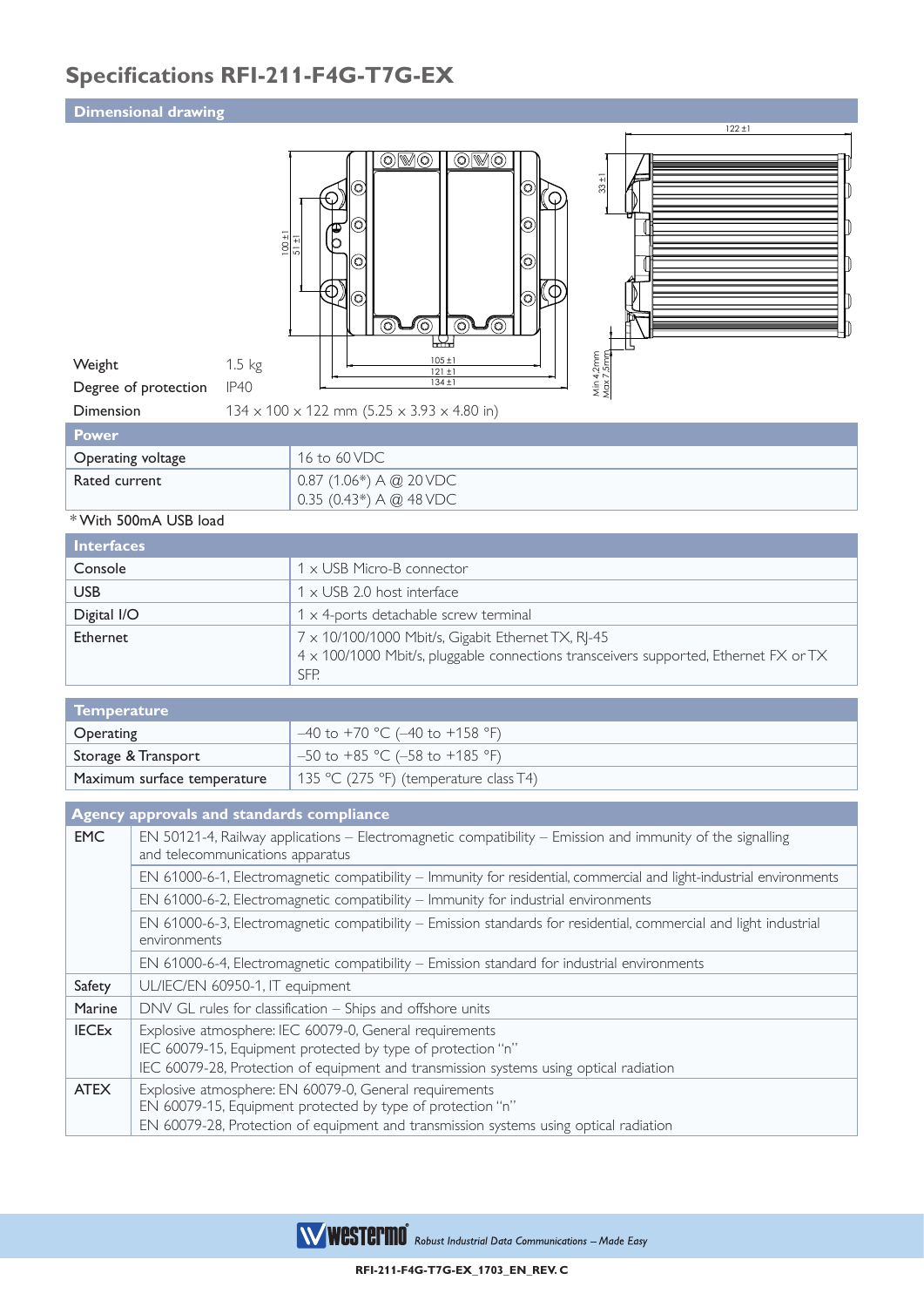# Specifications RFI-211-F4G-T7G-EX

## Dimensional drawing

122 ±1

33 ±1

100 ±1

51 ±1

105 ±1

121 ±1

134 ±1

Min 4.2mm
Max 7.5mm

| | |
|---|---|
| Weight | 1.5 kg |
| Degree of protection | IP40 |
| Dimension | 134 x 100 x 122 mm (5.25 x 3.93 x 4.80 in) |

## Power

| | |
|---|---|
| Operating voltage | 16 to 60 VDC |
| Rated current | 0.87 (1.06*) A @ 20 VDC<br>0.35 (0.43*) A @ 48 VDC |

* With 500mA USB load

## Interfaces

| | |
|---|---|
| Console | 1 × USB Micro-B connector |
| USB | 1 × USB 2.0 host interface |
| Digital I/O | 1 × 4-ports detachable screw terminal |
| Ethernet | 7 × 10/100/1000 Mbit/s, Gigabit Ethernet TX, RJ-45<br>4 × 100/1000 Mbit/s, pluggable connections transceivers supported, Ethernet FX or TX SFP. |

## Temperature

| | |
|---|---|
| Operating | –40 to +70 °C (–40 to +158 °F) |
| Storage & Transport | –50 to +85 °C (–58 to +185 °F) |
| Maximum surface temperature | 135 °C (275 °F) (temperature class T4) |

## Agency approvals and standards compliance

| | |
|---|---|
| EMC | EN 50121-4, Railway applications – Electromagnetic compatibility – Emission and immunity of the signalling and telecommunications apparatus |
| | EN 61000-6-1, Electromagnetic compatibility – Immunity for residential, commercial and light-industrial environments |
| | EN 61000-6-2, Electromagnetic compatibility – Immunity for industrial environments |
| | EN 61000-6-3, Electromagnetic compatibility – Emission standards for residential, commercial and light industrial environments |
| | EN 61000-6-4, Electromagnetic compatibility – Emission standard for industrial environments |
| Safety | UL/IEC/EN 60950-1, IT equipment |
| Marine | DNV GL rules for classification – Ships and offshore units |
| IECEx | Explosive atmosphere: IEC 60079-0, General requirements<br>IEC 60079-15, Equipment protected by type of protection "n"<br>IEC 60079-28, Protection of equipment and transmission systems using optical radiation |
| ATEX | Explosive atmosphere: EN 60079-0, General requirements<br>EN 60079-15, Equipment protected by type of protection "n"<br>EN 60079-28, Protection of equipment and transmission systems using optical radiation |

Westermo *Robust Industrial Data Communications – Made Easy*

RFI-211-F4G-T7G-EX_1703_EN_REV. C